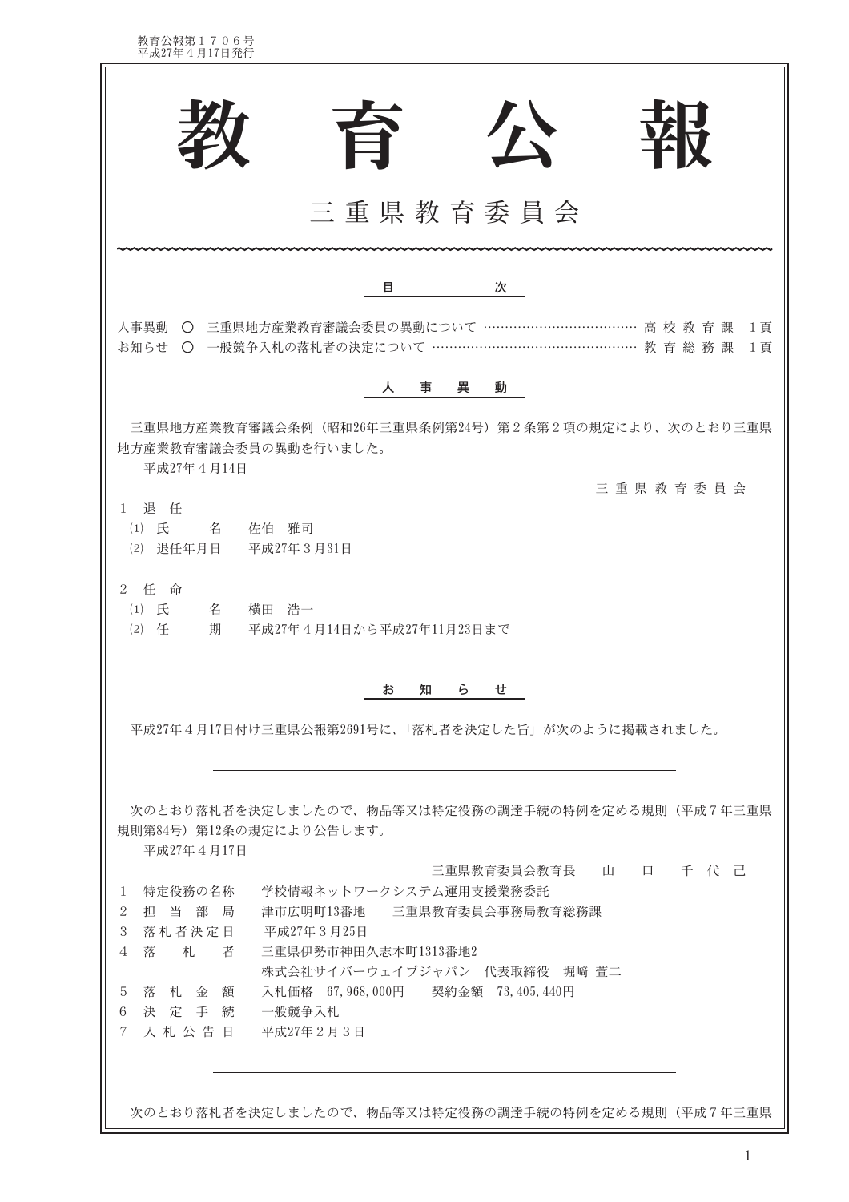# 教　育　公　報

## 三重県教育委員会

### 目　次

人事異動　○　三重県地方産業教育審議会委員の異動について ……………………………… 高校教育課　1頁
お知らせ　○　一般競争入札の落札者の決定について ………………………………………… 教育総務課　1頁

### 人　事　異　動

三重県地方産業教育審議会条例（昭和26年三重県条例第24号）第２条第２項の規定により、次のとおり三重県地方産業教育審議会委員の異動を行いました。

平成27年４月14日

三重県教育委員会

１　退　任

⑴　氏　　名　　佐伯　雅司
⑵　退任年月日　　平成27年３月31日

２　任　命

⑴　氏　　名　　横田　浩一
⑵　任　　期　　平成27年４月14日から平成27年11月23日まで

### お　知　ら　せ

平成27年４月17日付け三重県公報第2691号に、「落札者を決定した旨」が次のように掲載されました。

---

次のとおり落札者を決定しましたので、物品等又は特定役務の調達手続の特例を定める規則（平成７年三重県規則第84号）第12条の規定により公告します。

平成27年４月17日

三重県教育委員会教育長　山　口　千代己

１　特定役務の名称　　学校情報ネットワークシステム運用支援業務委託
２　担当部局　　津市広明町13番地　　三重県教育委員会事務局教育総務課
３　落札者決定日　　平成27年３月25日
４　落札者　　三重県伊勢市神田久志本町1313番地2
　　株式会社サイバーウェイブジャパン　代表取締役　堀﨑　萱二
５　落札金額　　入札価格　67,968,000円　　契約金額　73,405,440円
６　決定手続　　一般競争入札
７　入札公告日　　平成27年２月３日

---

次のとおり落札者を決定しましたので、物品等又は特定役務の調達手続の特例を定める規則（平成７年三重県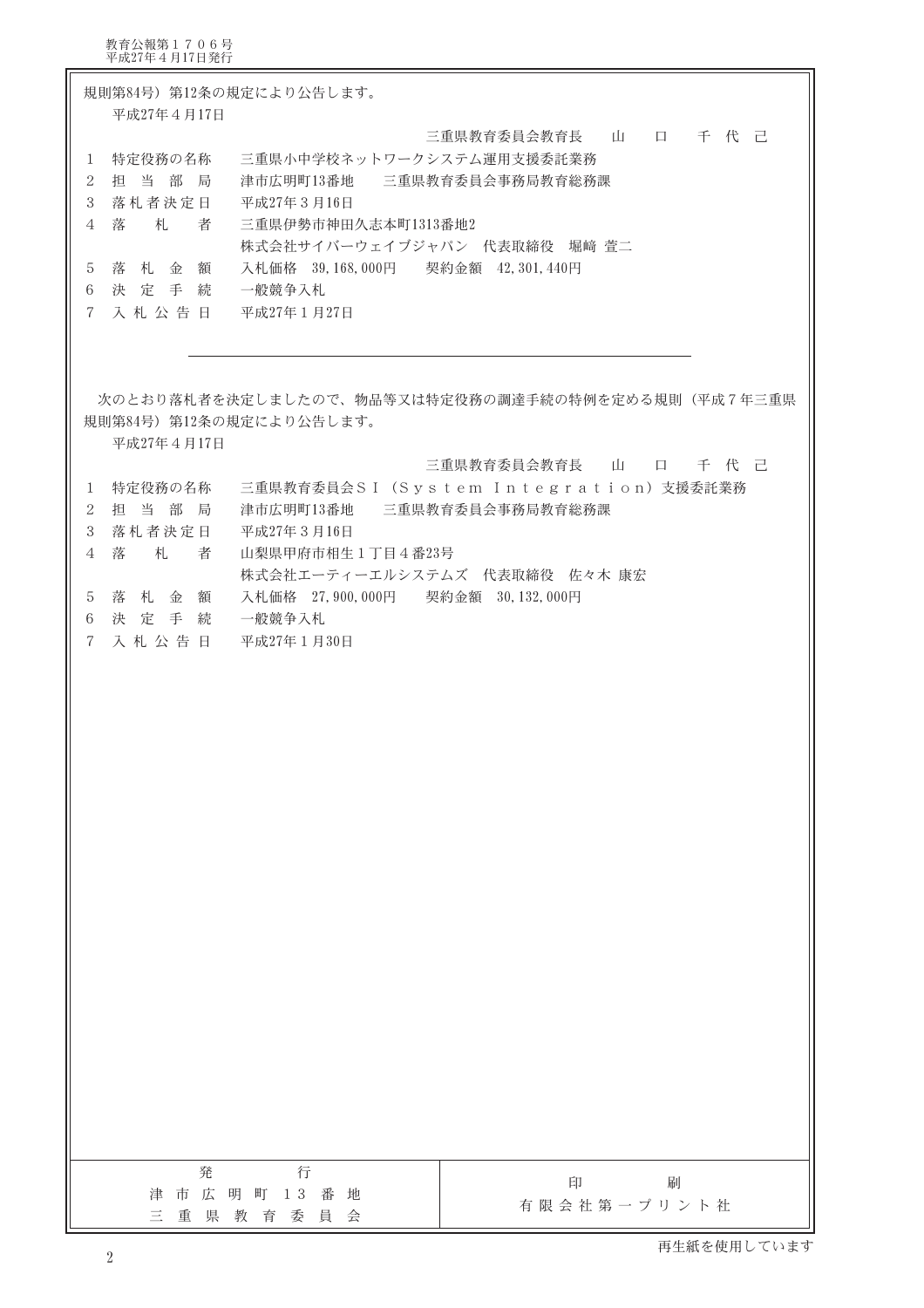規則第84号）第12条の規定により公告します。

平成27年４月17日

三重県教育委員会教育長　山　口　千　代　己

1　特定役務の名称　三重県小中学校ネットワークシステム運用支援委託業務
2　担　当　部　局　津市広明町13番地　三重県教育委員会事務局教育総務課
3　落札者決定日　平成27年３月16日
4　落　　札　　者　三重県伊勢市神田久志本町1313番地2
　　株式会社サイバーウェイブジャパン　代表取締役　堀﨑 萱二
5　落　札　金　額　入札価格　39,168,000円　契約金額　42,301,440円
6　決　定　手　続　一般競争入札
7　入　札　公　告　日　平成27年１月27日

---

次のとおり落札者を決定しましたので、物品等又は特定役務の調達手続の特例を定める規則（平成７年三重県規則第84号）第12条の規定により公告します。

平成27年４月17日

三重県教育委員会教育長　山　口　千　代　己

1　特定役務の名称　三重県教育委員会ＳＩ（Ｓｙｓｔｅｍ Ｉｎｔｅｇｒａｔｉｏｎ）支援委託業務
2　担　当　部　局　津市広明町13番地　三重県教育委員会事務局教育総務課
3　落札者決定日　平成27年３月16日
4　落　　札　　者　山梨県甲府市相生１丁目４番23号
　　株式会社エーティーエルシステムズ　代表取締役　佐々木 康宏
5　落　札　金　額　入札価格　27,900,000円　契約金額　30,132,000円
6　決　定　手　続　一般競争入札
7　入　札　公　告　日　平成27年１月30日

| 発　行 | 印　刷 |
|---|---|
| 津市広明町13番地<br>三重県教育委員会 | 有限会社第一プリント社 |

再生紙を使用しています